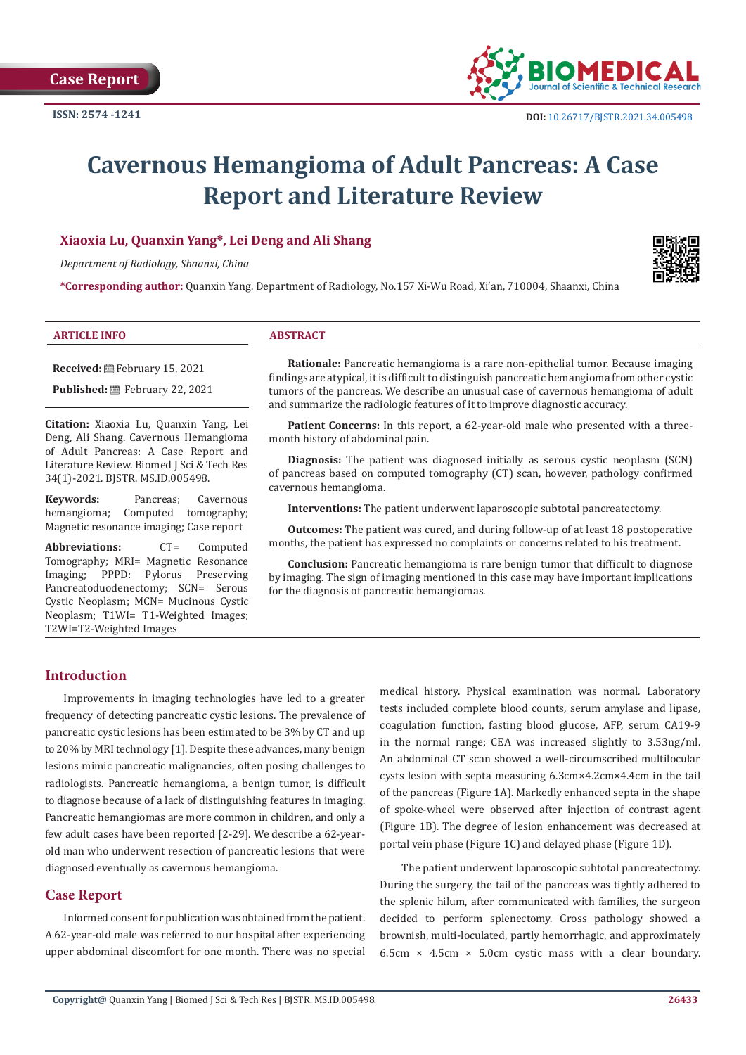Case Report

ISSN: 2574 -1241

DOI: 10.26717/BJSTR.2021.34.005498

# Cavernous Hemangioma of Adult Pancreas: A Case Report and Literature Review

**Xiaoxia Lu, Quanxin Yang*, Lei Deng and Ali Shang**

*Department of Radiology, Shaanxi, China*

***Corresponding author:** Quanxin Yang. Department of Radiology, No.157 Xi-Wu Road, Xi'an, 710004, Shaanxi, China

**ARTICLE INFO**

**Received:** February 15, 2021

**Published:** February 22, 2021

**Citation:** Xiaoxia Lu, Quanxin Yang, Lei Deng, Ali Shang. Cavernous Hemangioma of Adult Pancreas: A Case Report and Literature Review. Biomed J Sci & Tech Res 34(1)-2021. BJSTR. MS.ID.005498.

**Keywords:** Pancreas; Cavernous hemangioma; Computed tomography; Magnetic resonance imaging; Case report

**Abbreviations:** CT= Computed Tomography; MRI= Magnetic Resonance Imaging; PPPD: Pylorus Preserving Pancreatoduodenectomy; SCN= Serous Cystic Neoplasm; MCN= Mucinous Cystic Neoplasm; T1WI= T1-Weighted Images; T2WI=T2-Weighted Images

**ABSTRACT**

**Rationale:** Pancreatic hemangioma is a rare non-epithelial tumor. Because imaging findings are atypical, it is difficult to distinguish pancreatic hemangioma from other cystic tumors of the pancreas. We describe an unusual case of cavernous hemangioma of adult and summarize the radiologic features of it to improve diagnostic accuracy.

**Patient Concerns:** In this report, a 62-year-old male who presented with a three-month history of abdominal pain.

**Diagnosis:** The patient was diagnosed initially as serous cystic neoplasm (SCN) of pancreas based on computed tomography (CT) scan, however, pathology confirmed cavernous hemangioma.

**Interventions:** The patient underwent laparoscopic subtotal pancreatectomy.

**Outcomes:** The patient was cured, and during follow-up of at least 18 postoperative months, the patient has expressed no complaints or concerns related to his treatment.

**Conclusion:** Pancreatic hemangioma is rare benign tumor that difficult to diagnose by imaging. The sign of imaging mentioned in this case may have important implications for the diagnosis of pancreatic hemangiomas.

## Introduction

Improvements in imaging technologies have led to a greater frequency of detecting pancreatic cystic lesions. The prevalence of pancreatic cystic lesions has been estimated to be 3% by CT and up to 20% by MRI technology [1]. Despite these advances, many benign lesions mimic pancreatic malignancies, often posing challenges to radiologists. Pancreatic hemangioma, a benign tumor, is difficult to diagnose because of a lack of distinguishing features in imaging. Pancreatic hemangiomas are more common in children, and only a few adult cases have been reported [2-29]. We describe a 62-year-old man who underwent resection of pancreatic lesions that were diagnosed eventually as cavernous hemangioma.

## Case Report

Informed consent for publication was obtained from the patient. A 62-year-old male was referred to our hospital after experiencing upper abdominal discomfort for one month. There was no special medical history. Physical examination was normal. Laboratory tests included complete blood counts, serum amylase and lipase, coagulation function, fasting blood glucose, AFP, serum CA19-9 in the normal range; CEA was increased slightly to 3.53ng/ml. An abdominal CT scan showed a well-circumscribed multilocular cysts lesion with septa measuring 6.3cm×4.2cm×4.4cm in the tail of the pancreas (Figure 1A). Markedly enhanced septa in the shape of spoke-wheel were observed after injection of contrast agent (Figure 1B). The degree of lesion enhancement was decreased at portal vein phase (Figure 1C) and delayed phase (Figure 1D).

The patient underwent laparoscopic subtotal pancreatectomy. During the surgery, the tail of the pancreas was tightly adhered to the splenic hilum, after communicated with families, the surgeon decided to perform splenectomy. Gross pathology showed a brownish, multi-loculated, partly hemorrhagic, and approximately 6.5cm × 4.5cm × 5.0cm cystic mass with a clear boundary.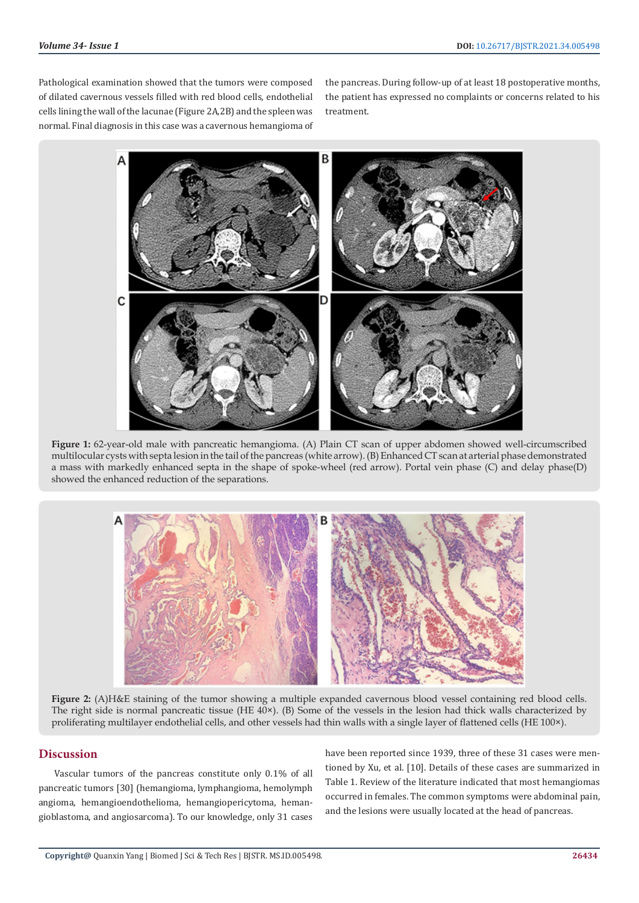Pathological examination showed that the tumors were composed of dilated cavernous vessels filled with red blood cells, endothelial cells lining the wall of the lacunae (Figure 2A,2B) and the spleen was normal. Final diagnosis in this case was a cavernous hemangioma of the pancreas. During follow-up of at least 18 postoperative months, the patient has expressed no complaints or concerns related to his treatment.

**Figure 1:** 62-year-old male with pancreatic hemangioma. (A) Plain CT scan of upper abdomen showed well-circumscribed multilocular cysts with septa lesion in the tail of the pancreas (white arrow). (B) Enhanced CT scan at arterial phase demonstrated a mass with markedly enhanced septa in the shape of spoke-wheel (red arrow). Portal vein phase (C) and delay phase(D) showed the enhanced reduction of the separations.

**Figure 2:** (A)H&E staining of the tumor showing a multiple expanded cavernous blood vessel containing red blood cells. The right side is normal pancreatic tissue (HE 40×). (B) Some of the vessels in the lesion had thick walls characterized by proliferating multilayer endothelial cells, and other vessels had thin walls with a single layer of flattened cells (HE 100×).

## Discussion

Vascular tumors of the pancreas constitute only 0.1% of all pancreatic tumors [30] (hemangioma, lymphangioma, hemolymph angioma, hemangioendothelioma, hemangiopericytoma, hemangioblastoma, and angiosarcoma). To our knowledge, only 31 cases have been reported since 1939, three of these 31 cases were mentioned by Xu, et al. [10]. Details of these cases are summarized in Table 1. Review of the literature indicated that most hemangiomas occurred in females. The common symptoms were abdominal pain, and the lesions were usually located at the head of pancreas.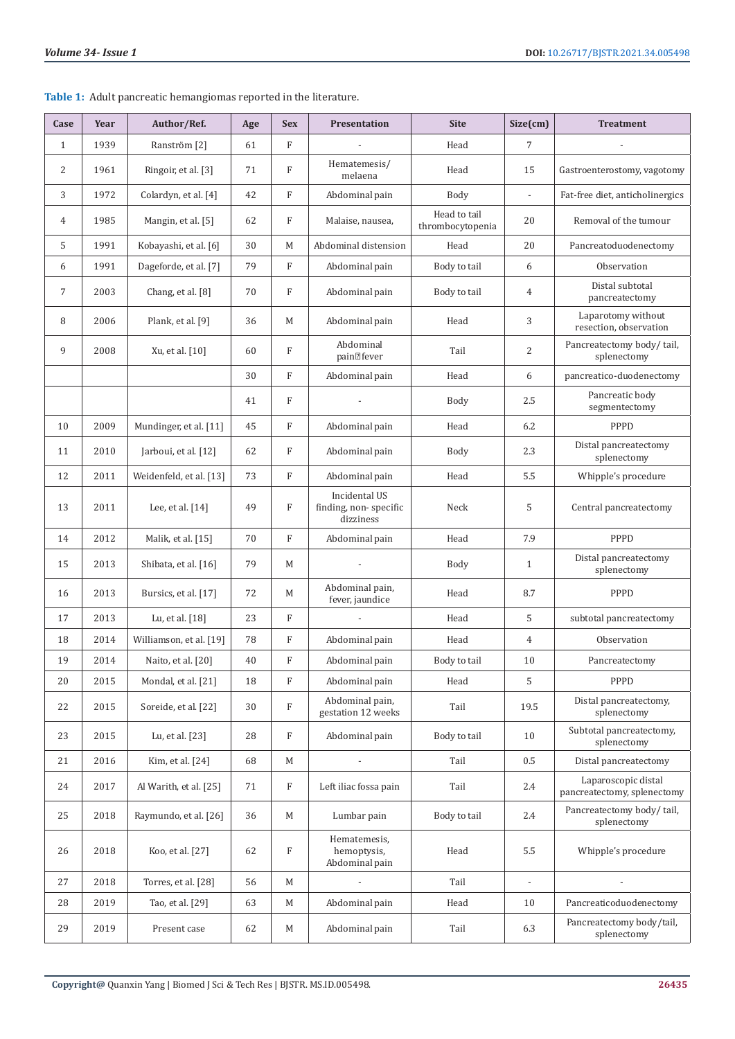**Table 1:** Adult pancreatic hemangiomas reported in the literature.

| Case | Year | Author/Ref. | Age | Sex | Presentation | Site | Size(cm) | Treatment |
|---|---|---|---|---|---|---|---|---|
| 1 | 1939 | Ranström [2] | 61 | F | - | Head | 7 | - |
| 2 | 1961 | Ringoir, et al. [3] | 71 | F | Hematemesis/ melaena | Head | 15 | Gastroenterostomy, vagotomy |
| 3 | 1972 | Colardyn, et al. [4] | 42 | F | Abdominal pain | Body | - | Fat-free diet, anticholinergics |
| 4 | 1985 | Mangin, et al. [5] | 62 | F | Malaise, nausea, | Head to tail thrombocytopenia | 20 | Removal of the tumour |
| 5 | 1991 | Kobayashi, et al. [6] | 30 | M | Abdominal distension | Head | 20 | Pancreatoduodenectomy |
| 6 | 1991 | Dageforde, et al. [7] | 79 | F | Abdominal pain | Body to tail | 6 | Observation |
| 7 | 2003 | Chang, et al. [8] | 70 | F | Abdominal pain | Body to tail | 4 | Distal subtotal pancreatectomy |
| 8 | 2006 | Plank, et al. [9] | 36 | M | Abdominal pain | Head | 3 | Laparotomy without resection, observation |
| 9 | 2008 | Xu, et al. [10] | 60 | F | Abdominal pain fever | Tail | 2 | Pancreatectomy body/ tail, splenectomy |
| | | | 30 | F | Abdominal pain | Head | 6 | pancreatico-duodenectomy |
| | | | 41 | F | - | Body | 2.5 | Pancreatic body segmentectomy |
| 10 | 2009 | Mundinger, et al. [11] | 45 | F | Abdominal pain | Head | 6.2 | PPPD |
| 11 | 2010 | Jarboui, et al. [12] | 62 | F | Abdominal pain | Body | 2.3 | Distal pancreatectomy splenectomy |
| 12 | 2011 | Weidenfeld, et al. [13] | 73 | F | Abdominal pain | Head | 5.5 | Whipple's procedure |
| 13 | 2011 | Lee, et al. [14] | 49 | F | Incidental US finding, non- specific dizziness | Neck | 5 | Central pancreatectomy |
| 14 | 2012 | Malik, et al. [15] | 70 | F | Abdominal pain | Head | 7.9 | PPPD |
| 15 | 2013 | Shibata, et al. [16] | 79 | M | - | Body | 1 | Distal pancreatectomy splenectomy |
| 16 | 2013 | Bursics, et al. [17] | 72 | M | Abdominal pain, fever, jaundice | Head | 8.7 | PPPD |
| 17 | 2013 | Lu, et al. [18] | 23 | F | - | Head | 5 | subtotal pancreatectomy |
| 18 | 2014 | Williamson, et al. [19] | 78 | F | Abdominal pain | Head | 4 | Observation |
| 19 | 2014 | Naito, et al. [20] | 40 | F | Abdominal pain | Body to tail | 10 | Pancreatectomy |
| 20 | 2015 | Mondal, et al. [21] | 18 | F | Abdominal pain | Head | 5 | PPPD |
| 22 | 2015 | Soreide, et al. [22] | 30 | F | Abdominal pain, gestation 12 weeks | Tail | 19.5 | Distal pancreatectomy, splenectomy |
| 23 | 2015 | Lu, et al. [23] | 28 | F | Abdominal pain | Body to tail | 10 | Subtotal pancreatectomy, splenectomy |
| 21 | 2016 | Kim, et al. [24] | 68 | M | - | Tail | 0.5 | Distal pancreatectomy |
| 24 | 2017 | Al Warith, et al. [25] | 71 | F | Left iliac fossa pain | Tail | 2.4 | Laparoscopic distal pancreatectomy, splenectomy |
| 25 | 2018 | Raymundo, et al. [26] | 36 | M | Lumbar pain | Body to tail | 2.4 | Pancreatectomy body/ tail, splenectomy |
| 26 | 2018 | Koo, et al. [27] | 62 | F | Hematemesis, hemoptysis, Abdominal pain | Head | 5.5 | Whipple's procedure |
| 27 | 2018 | Torres, et al. [28] | 56 | M | - | Tail | - | - |
| 28 | 2019 | Tao, et al. [29] | 63 | M | Abdominal pain | Head | 10 | Pancreaticoduodenectomy |
| 29 | 2019 | Present case | 62 | M | Abdominal pain | Tail | 6.3 | Pancreatectomy body/tail, splenectomy |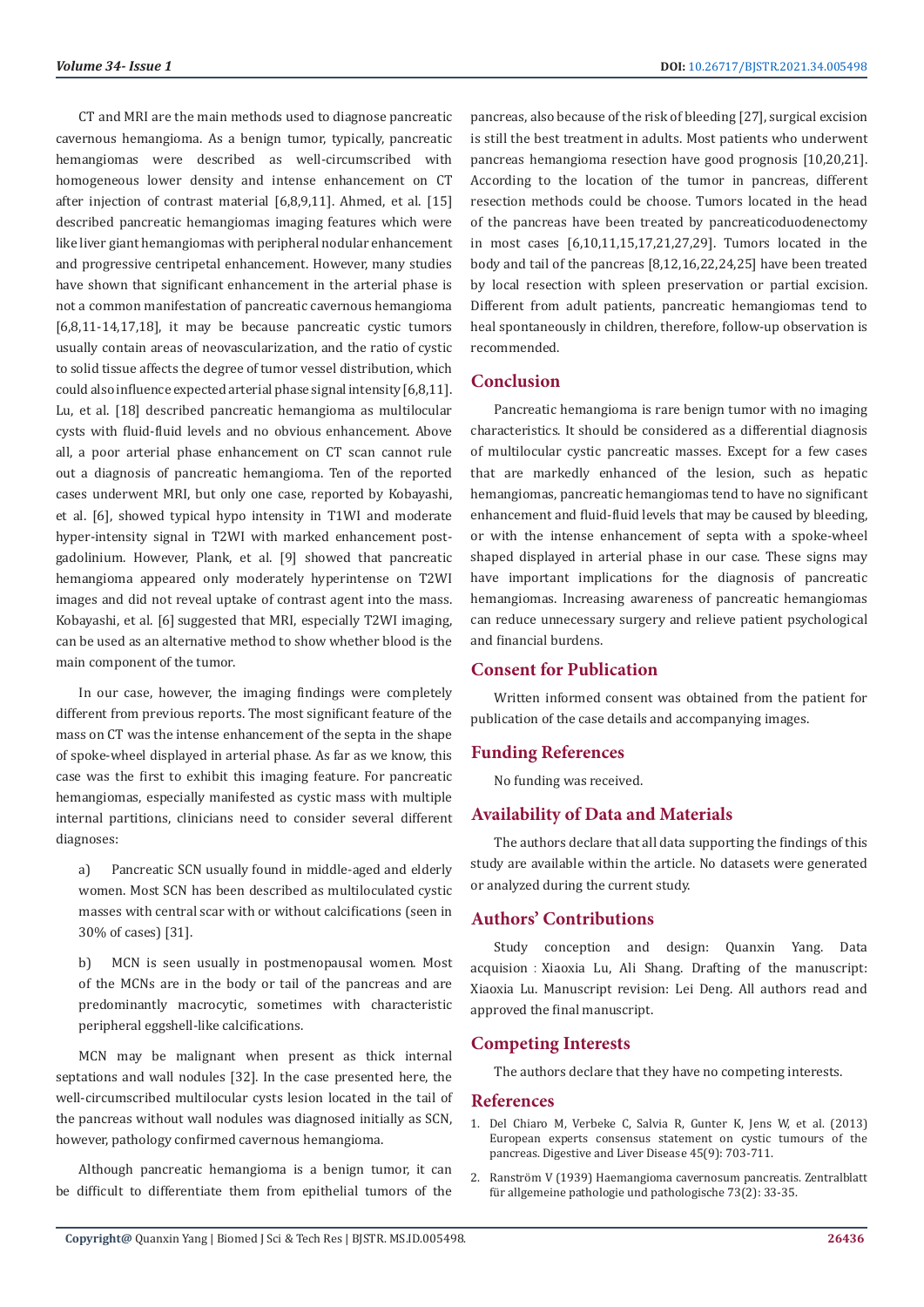CT and MRI are the main methods used to diagnose pancreatic cavernous hemangioma. As a benign tumor, typically, pancreatic hemangiomas were described as well-circumscribed with homogeneous lower density and intense enhancement on CT after injection of contrast material [6,8,9,11]. Ahmed, et al. [15] described pancreatic hemangiomas imaging features which were like liver giant hemangiomas with peripheral nodular enhancement and progressive centripetal enhancement. However, many studies have shown that significant enhancement in the arterial phase is not a common manifestation of pancreatic cavernous hemangioma [6,8,11-14,17,18], it may be because pancreatic cystic tumors usually contain areas of neovascularization, and the ratio of cystic to solid tissue affects the degree of tumor vessel distribution, which could also influence expected arterial phase signal intensity [6,8,11]. Lu, et al. [18] described pancreatic hemangioma as multilocular cysts with fluid-fluid levels and no obvious enhancement. Above all, a poor arterial phase enhancement on CT scan cannot rule out a diagnosis of pancreatic hemangioma. Ten of the reported cases underwent MRI, but only one case, reported by Kobayashi, et al. [6], showed typical hypo intensity in T1WI and moderate hyper-intensity signal in T2WI with marked enhancement post-gadolinium. However, Plank, et al. [9] showed that pancreatic hemangioma appeared only moderately hyperintense on T2WI images and did not reveal uptake of contrast agent into the mass. Kobayashi, et al. [6] suggested that MRI, especially T2WI imaging, can be used as an alternative method to show whether blood is the main component of the tumor.

In our case, however, the imaging findings were completely different from previous reports. The most significant feature of the mass on CT was the intense enhancement of the septa in the shape of spoke-wheel displayed in arterial phase. As far as we know, this case was the first to exhibit this imaging feature. For pancreatic hemangiomas, especially manifested as cystic mass with multiple internal partitions, clinicians need to consider several different diagnoses:

a) Pancreatic SCN usually found in middle-aged and elderly women. Most SCN has been described as multiloculated cystic masses with central scar with or without calcifications (seen in 30% of cases) [31].

b) MCN is seen usually in postmenopausal women. Most of the MCNs are in the body or tail of the pancreas and are predominantly macrocytic, sometimes with characteristic peripheral eggshell-like calcifications.

MCN may be malignant when present as thick internal septations and wall nodules [32]. In the case presented here, the well-circumscribed multilocular cysts lesion located in the tail of the pancreas without wall nodules was diagnosed initially as SCN, however, pathology confirmed cavernous hemangioma.

Although pancreatic hemangioma is a benign tumor, it can be difficult to differentiate them from epithelial tumors of the pancreas, also because of the risk of bleeding [27], surgical excision is still the best treatment in adults. Most patients who underwent pancreas hemangioma resection have good prognosis [10,20,21]. According to the location of the tumor in pancreas, different resection methods could be choose. Tumors located in the head of the pancreas have been treated by pancreaticoduodenectomy in most cases [6,10,11,15,17,21,27,29]. Tumors located in the body and tail of the pancreas [8,12,16,22,24,25] have been treated by local resection with spleen preservation or partial excision. Different from adult patients, pancreatic hemangiomas tend to heal spontaneously in children, therefore, follow-up observation is recommended.

## Conclusion

Pancreatic hemangioma is rare benign tumor with no imaging characteristics. It should be considered as a differential diagnosis of multilocular cystic pancreatic masses. Except for a few cases that are markedly enhanced of the lesion, such as hepatic hemangiomas, pancreatic hemangiomas tend to have no significant enhancement and fluid-fluid levels that may be caused by bleeding, or with the intense enhancement of septa with a spoke-wheel shaped displayed in arterial phase in our case. These signs may have important implications for the diagnosis of pancreatic hemangiomas. Increasing awareness of pancreatic hemangiomas can reduce unnecessary surgery and relieve patient psychological and financial burdens.

## Consent for Publication

Written informed consent was obtained from the patient for publication of the case details and accompanying images.

## Funding References

No funding was received.

## Availability of Data and Materials

The authors declare that all data supporting the findings of this study are available within the article. No datasets were generated or analyzed during the current study.

## Authors' Contributions

Study conception and design: Quanxin Yang. Data acquision：Xiaoxia Lu, Ali Shang. Drafting of the manuscript: Xiaoxia Lu. Manuscript revision: Lei Deng. All authors read and approved the final manuscript.

## Competing Interests

The authors declare that they have no competing interests.

## References

1. Del Chiaro M, Verbeke C, Salvia R, Gunter K, Jens W, et al. (2013) European experts consensus statement on cystic tumours of the pancreas. Digestive and Liver Disease 45(9): 703-711.
2. Ranström V (1939) Haemangioma cavernosum pancreatis. Zentralblatt für allgemeine pathologie und pathologische 73(2): 33-35.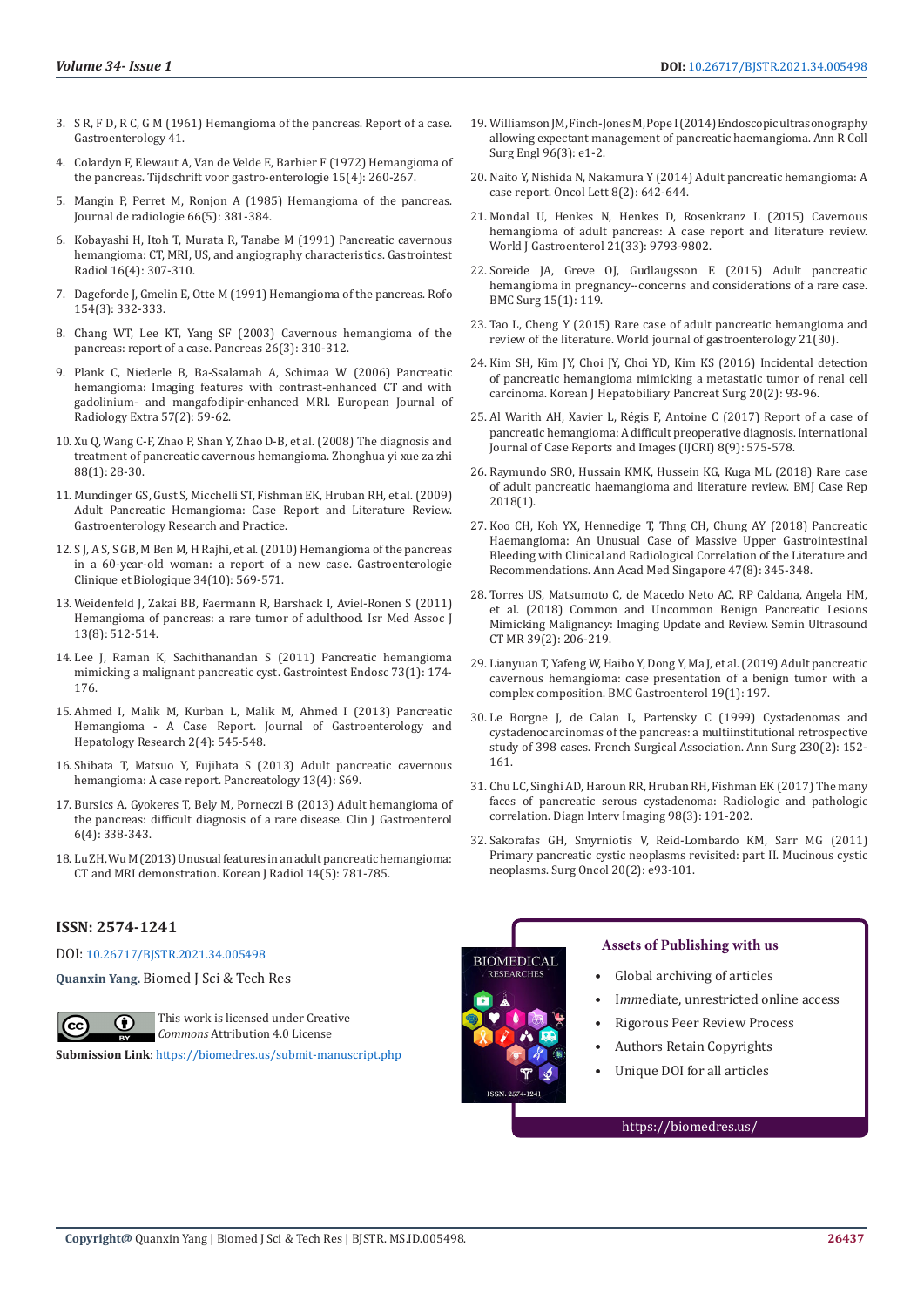3. S R, F D, R C, G M (1961) Hemangioma of the pancreas. Report of a case. Gastroenterology 41.
4. Colardyn F, Elewaut A, Van de Velde E, Barbier F (1972) Hemangioma of the pancreas. Tijdschrift voor gastro-enterologie 15(4): 260-267.
5. Mangin P, Perret M, Ronjon A (1985) Hemangioma of the pancreas. Journal de radiologie 66(5): 381-384.
6. Kobayashi H, Itoh T, Murata R, Tanabe M (1991) Pancreatic cavernous hemangioma: CT, MRI, US, and angiography characteristics. Gastrointest Radiol 16(4): 307-310.
7. Dageforde J, Gmelin E, Otte M (1991) Hemangioma of the pancreas. Rofo 154(3): 332-333.
8. Chang WT, Lee KT, Yang SF (2003) Cavernous hemangioma of the pancreas: report of a case. Pancreas 26(3): 310-312.
9. Plank C, Niederle B, Ba-Ssalamah A, Schimaa W (2006) Pancreatic hemangioma: Imaging features with contrast-enhanced CT and with gadolinium- and mangafodipir-enhanced MRI. European Journal of Radiology Extra 57(2): 59-62.
10. Xu Q, Wang C-F, Zhao P, Shan Y, Zhao D-B, et al. (2008) The diagnosis and treatment of pancreatic cavernous hemangioma. Zhonghua yi xue za zhi 88(1): 28-30.
11. Mundinger GS, Gust S, Micchelli ST, Fishman EK, Hruban RH, et al. (2009) Adult Pancreatic Hemangioma: Case Report and Literature Review. Gastroenterology Research and Practice.
12. S J, A S, S GB, M Ben M, H Rajhi, et al. (2010) Hemangioma of the pancreas in a 60-year-old woman: a report of a new case. Gastroenterologie Clinique et Biologique 34(10): 569-571.
13. Weidenfeld J, Zakai BB, Faermann R, Barshack I, Aviel-Ronen S (2011) Hemangioma of pancreas: a rare tumor of adulthood. Isr Med Assoc J 13(8): 512-514.
14. Lee J, Raman K, Sachithanandan S (2011) Pancreatic hemangioma mimicking a malignant pancreatic cyst. Gastrointest Endosc 73(1): 174-176.
15. Ahmed I, Malik M, Kurban L, Malik M, Ahmed I (2013) Pancreatic Hemangioma - A Case Report. Journal of Gastroenterology and Hepatology Research 2(4): 545-548.
16. Shibata T, Matsuo Y, Fujihata S (2013) Adult pancreatic cavernous hemangioma: A case report. Pancreatology 13(4): S69.
17. Bursics A, Gyokeres T, Bely M, Porneczi B (2013) Adult hemangioma of the pancreas: difficult diagnosis of a rare disease. Clin J Gastroenterol 6(4): 338-343.
18. Lu ZH, Wu M (2013) Unusual features in an adult pancreatic hemangioma: CT and MRI demonstration. Korean J Radiol 14(5): 781-785.
19. Williamson JM, Finch-Jones M, Pope I (2014) Endoscopic ultrasonography allowing expectant management of pancreatic haemangioma. Ann R Coll Surg Engl 96(3): e1-2.
20. Naito Y, Nishida N, Nakamura Y (2014) Adult pancreatic hemangioma: A case report. Oncol Lett 8(2): 642-644.
21. Mondal U, Henkes N, Henkes D, Rosenkranz L (2015) Cavernous hemangioma of adult pancreas: A case report and literature review. World J Gastroenterol 21(33): 9793-9802.
22. Soreide JA, Greve OJ, Gudlaugsson E (2015) Adult pancreatic hemangioma in pregnancy--concerns and considerations of a rare case. BMC Surg 15(1): 119.
23. Tao L, Cheng Y (2015) Rare case of adult pancreatic hemangioma and review of the literature. World journal of gastroenterology 21(30).
24. Kim SH, Kim JY, Choi JY, Choi YD, Kim KS (2016) Incidental detection of pancreatic hemangioma mimicking a metastatic tumor of renal cell carcinoma. Korean J Hepatobiliary Pancreat Surg 20(2): 93-96.
25. Al Warith AH, Xavier L, Régis F, Antoine C (2017) Report of a case of pancreatic hemangioma: A difficult preoperative diagnosis. International Journal of Case Reports and Images (IJCRI) 8(9): 575-578.
26. Raymundo SRO, Hussain KMK, Hussein KG, Kuga ML (2018) Rare case of adult pancreatic haemangioma and literature review. BMJ Case Rep 2018(1).
27. Koo CH, Koh YX, Hennedige T, Thng CH, Chung AY (2018) Pancreatic Haemangioma: An Unusual Case of Massive Upper Gastrointestinal Bleeding with Clinical and Radiological Correlation of the Literature and Recommendations. Ann Acad Med Singapore 47(8): 345-348.
28. Torres US, Matsumoto C, de Macedo Neto AC, RP Caldana, Angela HM, et al. (2018) Common and Uncommon Benign Pancreatic Lesions Mimicking Malignancy: Imaging Update and Review. Semin Ultrasound CT MR 39(2): 206-219.
29. Lianyuan T, Yafeng W, Haibo Y, Dong Y, Ma J, et al. (2019) Adult pancreatic cavernous hemangioma: case presentation of a benign tumor with a complex composition. BMC Gastroenterol 19(1): 197.
30. Le Borgne J, de Calan L, Partensky C (1999) Cystadenomas and cystadenocarcinomas of the pancreas: a multiinstitutional retrospective study of 398 cases. French Surgical Association. Ann Surg 230(2): 152-161.
31. Chu LC, Singhi AD, Haroun RR, Hruban RH, Fishman EK (2017) The many faces of pancreatic serous cystadenoma: Radiologic and pathologic correlation. Diagn Interv Imaging 98(3): 191-202.
32. Sakorafas GH, Smyrniotis V, Reid-Lombardo KM, Sarr MG (2011) Primary pancreatic cystic neoplasms revisited: part II. Mucinous cystic neoplasms. Surg Oncol 20(2): e93-101.

**ISSN: 2574-1241**

DOI: 10.26717/BJSTR.2021.34.005498

**Quanxin Yang.** Biomed J Sci & Tech Res

This work is licensed under Creative *Commons* Attribution 4.0 License

**Submission Link**: https://biomedres.us/submit-manuscript.php

**Assets of Publishing with us**

- Global archiving of articles
- Immediate, unrestricted online access
- Rigorous Peer Review Process
- Authors Retain Copyrights
- Unique DOI for all articles

https://biomedres.us/